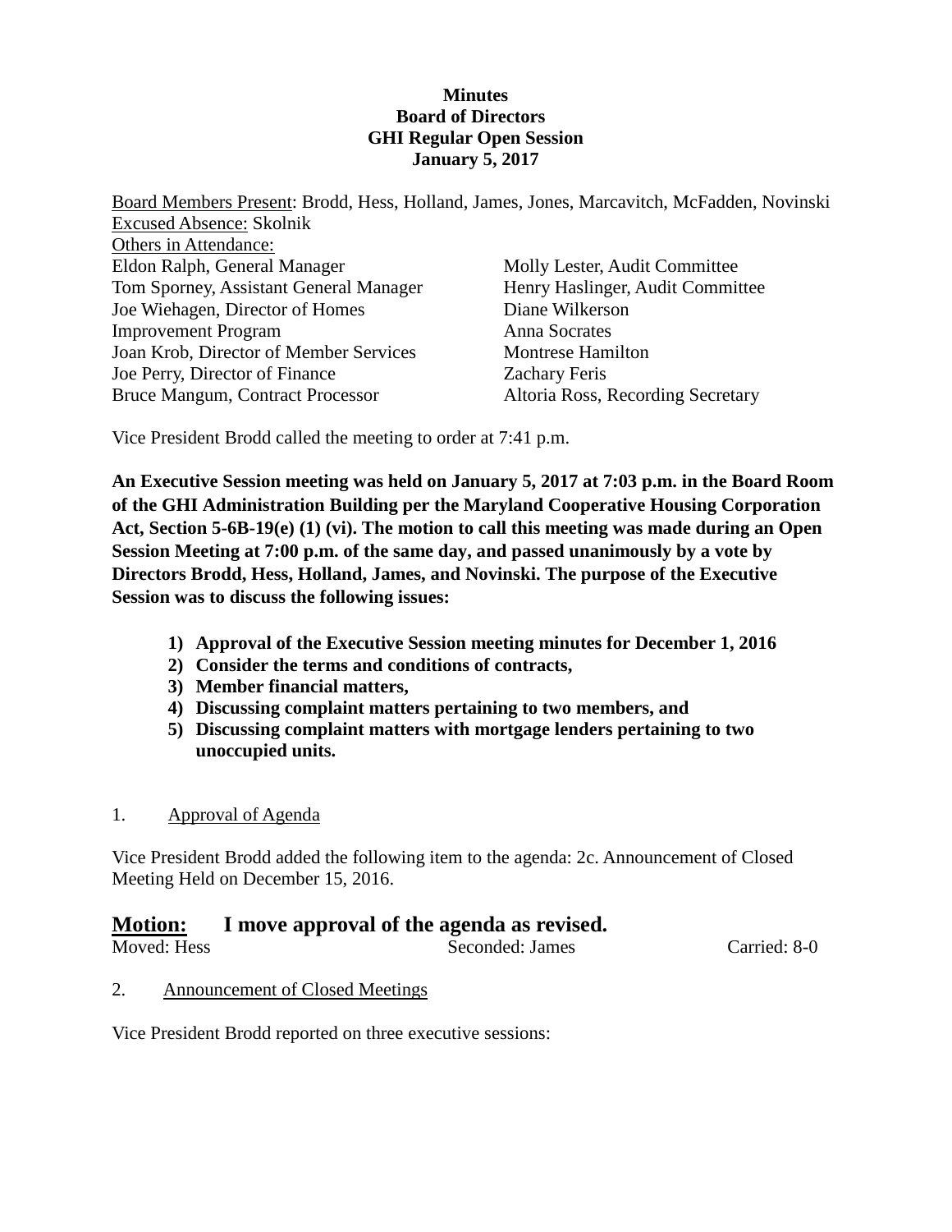**Minutes**
**Board of Directors**
**GHI Regular Open Session**
**January 5, 2017**

Board Members Present: Brodd, Hess, Holland, James, Jones, Marcavitch, McFadden, Novinski
Excused Absence: Skolnik
Others in Attendance:

| | |
|---|---|
| Eldon Ralph, General Manager | Molly Lester, Audit Committee |
| Tom Sporney, Assistant General Manager | Henry Haslinger, Audit Committee |
| Joe Wiehagen, Director of Homes Improvement Program | Diane Wilkerson |
| | Anna Socrates |
| Joan Krob, Director of Member Services | Montrese Hamilton |
| Joe Perry, Director of Finance | Zachary Feris |
| Bruce Mangum, Contract Processor | Altoria Ross, Recording Secretary |

Vice President Brodd called the meeting to order at 7:41 p.m.

**An Executive Session meeting was held on January 5, 2017 at 7:03 p.m. in the Board Room of the GHI Administration Building per the Maryland Cooperative Housing Corporation Act, Section 5-6B-19(e) (1) (vi). The motion to call this meeting was made during an Open Session Meeting at 7:00 p.m. of the same day, and passed unanimously by a vote by Directors Brodd, Hess, Holland, James, and Novinski. The purpose of the Executive Session was to discuss the following issues:**

1) **Approval of the Executive Session meeting minutes for December 1, 2016**
2) **Consider the terms and conditions of contracts,**
3) **Member financial matters,**
4) **Discussing complaint matters pertaining to two members, and**
5) **Discussing complaint matters with mortgage lenders pertaining to two unoccupied units.**

1. Approval of Agenda

Vice President Brodd added the following item to the agenda: 2c. Announcement of Closed Meeting Held on December 15, 2016.

**Motion: I move approval of the agenda as revised.**
Moved: Hess Seconded: James Carried: 8-0

2. Announcement of Closed Meetings

Vice President Brodd reported on three executive sessions: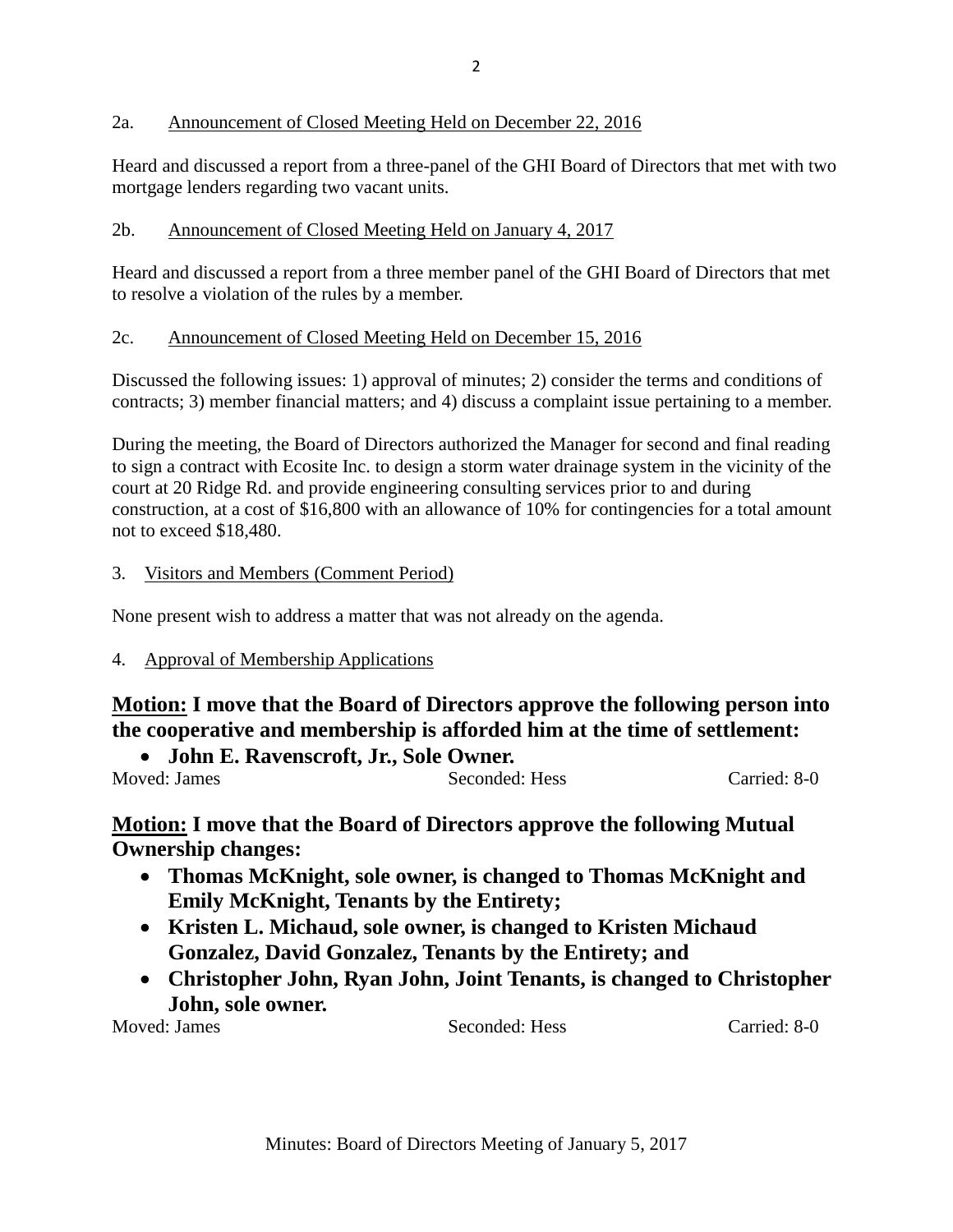2a. Announcement of Closed Meeting Held on December 22, 2016

Heard and discussed a report from a three-panel of the GHI Board of Directors that met with two mortgage lenders regarding two vacant units.

2b. Announcement of Closed Meeting Held on January 4, 2017

Heard and discussed a report from a three member panel of the GHI Board of Directors that met to resolve a violation of the rules by a member.

2c. Announcement of Closed Meeting Held on December 15, 2016

Discussed the following issues: 1) approval of minutes; 2) consider the terms and conditions of contracts; 3) member financial matters; and 4) discuss a complaint issue pertaining to a member.

During the meeting, the Board of Directors authorized the Manager for second and final reading to sign a contract with Ecosite Inc. to design a storm water drainage system in the vicinity of the court at 20 Ridge Rd. and provide engineering consulting services prior to and during construction, at a cost of $16,800 with an allowance of 10% for contingencies for a total amount not to exceed $18,480.

3. Visitors and Members (Comment Period)

None present wish to address a matter that was not already on the agenda.

4. Approval of Membership Applications

**Motion: I move that the Board of Directors approve the following person into the cooperative and membership is afforded him at the time of settlement:**

- **John E. Ravenscroft, Jr., Sole Owner.**

Moved: James  Seconded: Hess  Carried: 8-0

**Motion: I move that the Board of Directors approve the following Mutual Ownership changes:**

- **Thomas McKnight, sole owner, is changed to Thomas McKnight and Emily McKnight, Tenants by the Entirety;**
- **Kristen L. Michaud, sole owner, is changed to Kristen Michaud Gonzalez, David Gonzalez, Tenants by the Entirety; and**
- **Christopher John, Ryan John, Joint Tenants, is changed to Christopher John, sole owner.**

Moved: James  Seconded: Hess  Carried: 8-0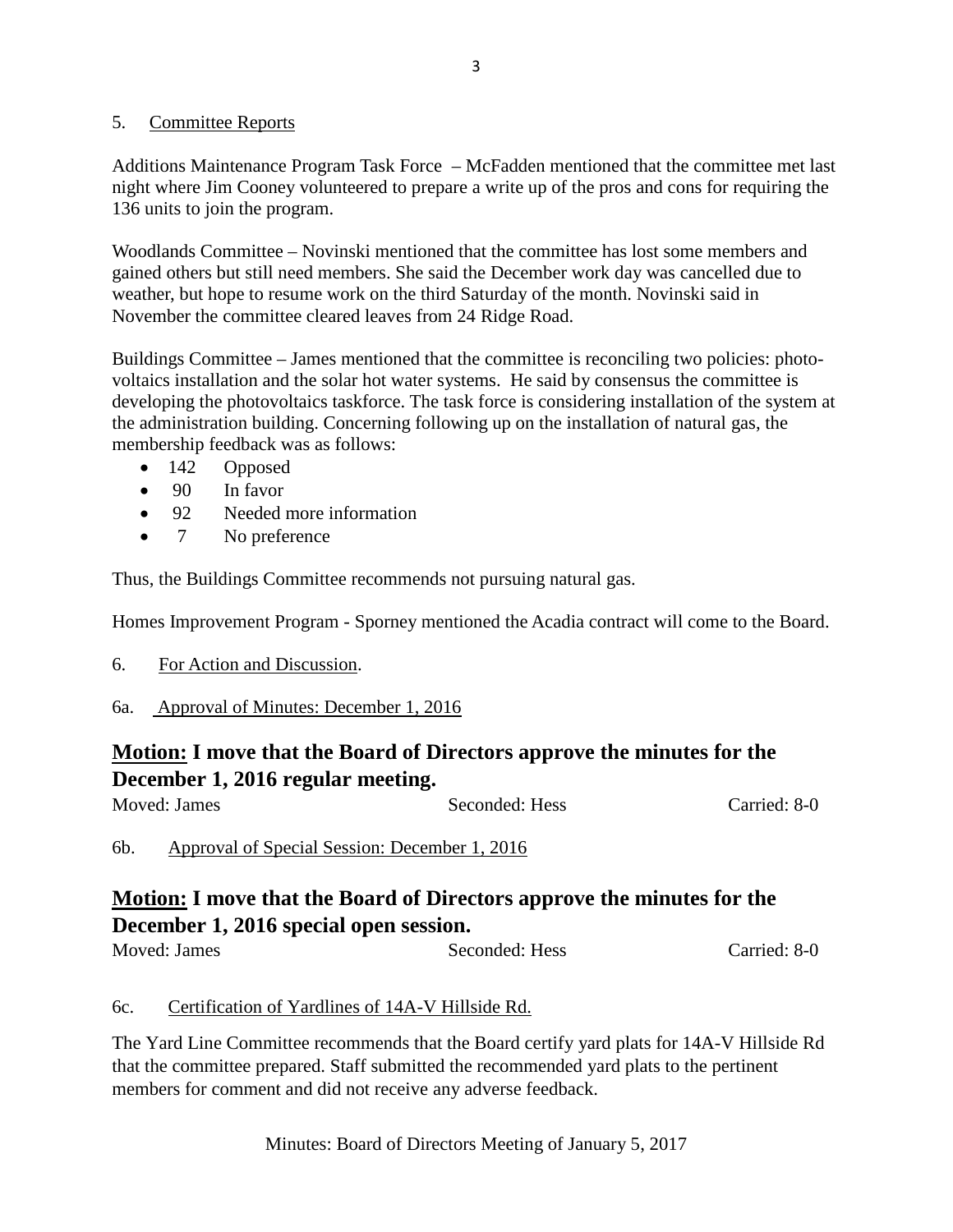5. Committee Reports

Additions Maintenance Program Task Force – McFadden mentioned that the committee met last night where Jim Cooney volunteered to prepare a write up of the pros and cons for requiring the 136 units to join the program.

Woodlands Committee – Novinski mentioned that the committee has lost some members and gained others but still need members. She said the December work day was cancelled due to weather, but hope to resume work on the third Saturday of the month. Novinski said in November the committee cleared leaves from 24 Ridge Road.

Buildings Committee – James mentioned that the committee is reconciling two policies: photo-voltaics installation and the solar hot water systems. He said by consensus the committee is developing the photovoltaics taskforce. The task force is considering installation of the system at the administration building. Concerning following up on the installation of natural gas, the membership feedback was as follows:

- 142 Opposed
- 90 In favor
- 92 Needed more information
- 7 No preference

Thus, the Buildings Committee recommends not pursuing natural gas.

Homes Improvement Program - Sporney mentioned the Acadia contract will come to the Board.

6. For Action and Discussion.

6a. Approval of Minutes: December 1, 2016

## **Motion:** I move that the Board of Directors approve the minutes for the December 1, 2016 regular meeting.

Moved: James Seconded: Hess Carried: 8-0

6b. Approval of Special Session: December 1, 2016

## **Motion:** I move that the Board of Directors approve the minutes for the December 1, 2016 special open session.

Moved: James Seconded: Hess Carried: 8-0

6c. Certification of Yardlines of 14A-V Hillside Rd.

The Yard Line Committee recommends that the Board certify yard plats for 14A-V Hillside Rd that the committee prepared. Staff submitted the recommended yard plats to the pertinent members for comment and did not receive any adverse feedback.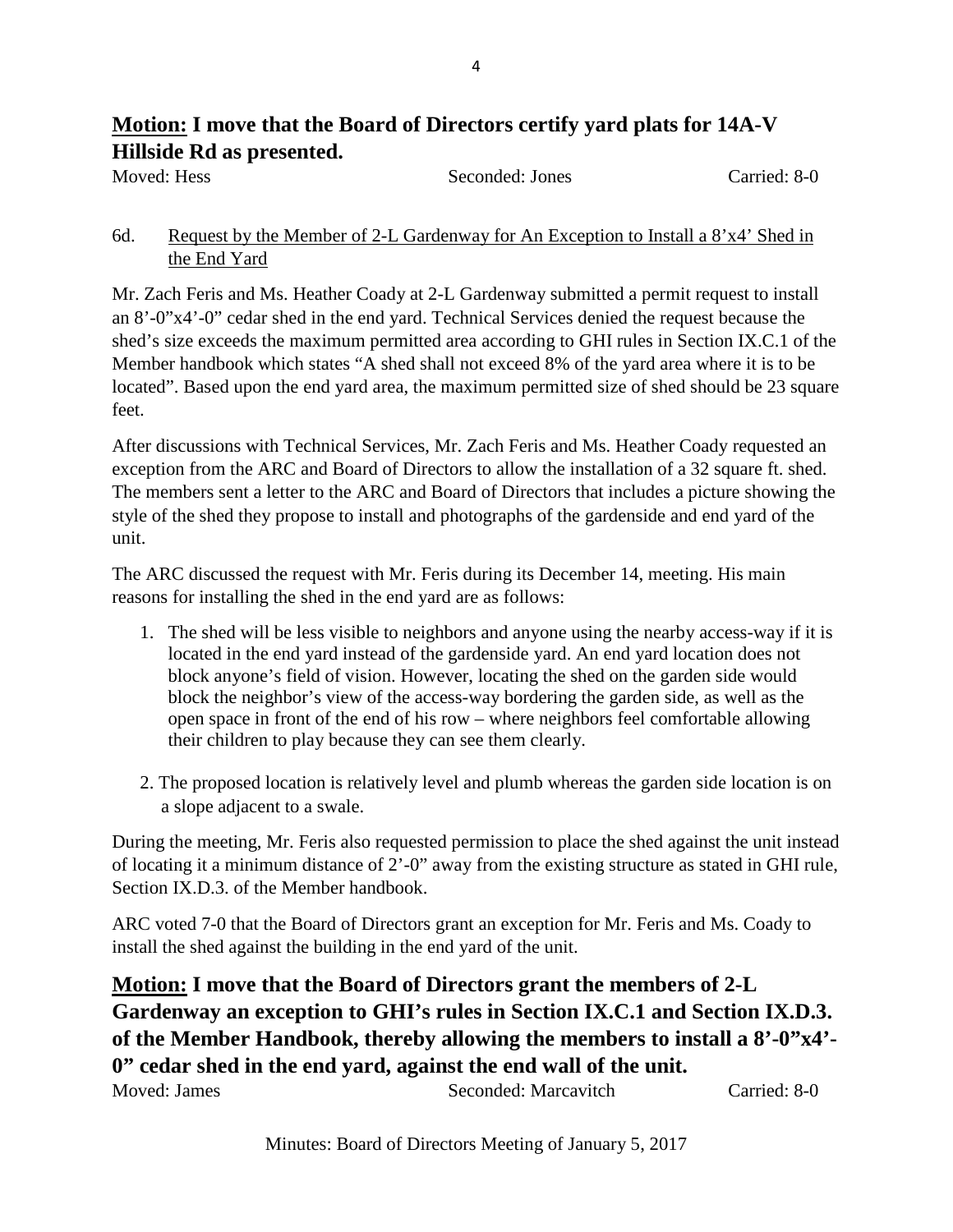**Motion: I move that the Board of Directors certify yard plats for 14A-V Hillside Rd as presented.**

Moved: Hess Seconded: Jones Carried: 8-0

6d. Request by the Member of 2-L Gardenway for An Exception to Install a 8'x4' Shed in the End Yard

Mr. Zach Feris and Ms. Heather Coady at 2-L Gardenway submitted a permit request to install an 8'-0"x4'-0" cedar shed in the end yard. Technical Services denied the request because the shed's size exceeds the maximum permitted area according to GHI rules in Section IX.C.1 of the Member handbook which states "A shed shall not exceed 8% of the yard area where it is to be located". Based upon the end yard area, the maximum permitted size of shed should be 23 square feet.

After discussions with Technical Services, Mr. Zach Feris and Ms. Heather Coady requested an exception from the ARC and Board of Directors to allow the installation of a 32 square ft. shed. The members sent a letter to the ARC and Board of Directors that includes a picture showing the style of the shed they propose to install and photographs of the gardenside and end yard of the unit.

The ARC discussed the request with Mr. Feris during its December 14, meeting. His main reasons for installing the shed in the end yard are as follows:

1. The shed will be less visible to neighbors and anyone using the nearby access-way if it is located in the end yard instead of the gardenside yard. An end yard location does not block anyone's field of vision. However, locating the shed on the garden side would block the neighbor's view of the access-way bordering the garden side, as well as the open space in front of the end of his row – where neighbors feel comfortable allowing their children to play because they can see them clearly.
2. The proposed location is relatively level and plumb whereas the garden side location is on a slope adjacent to a swale.

During the meeting, Mr. Feris also requested permission to place the shed against the unit instead of locating it a minimum distance of 2'-0" away from the existing structure as stated in GHI rule, Section IX.D.3. of the Member handbook.

ARC voted 7-0 that the Board of Directors grant an exception for Mr. Feris and Ms. Coady to install the shed against the building in the end yard of the unit.

**Motion: I move that the Board of Directors grant the members of 2-L Gardenway an exception to GHI's rules in Section IX.C.1 and Section IX.D.3. of the Member Handbook, thereby allowing the members to install a 8'-0"x4'-0" cedar shed in the end yard, against the end wall of the unit.**

Moved: James Seconded: Marcavitch Carried: 8-0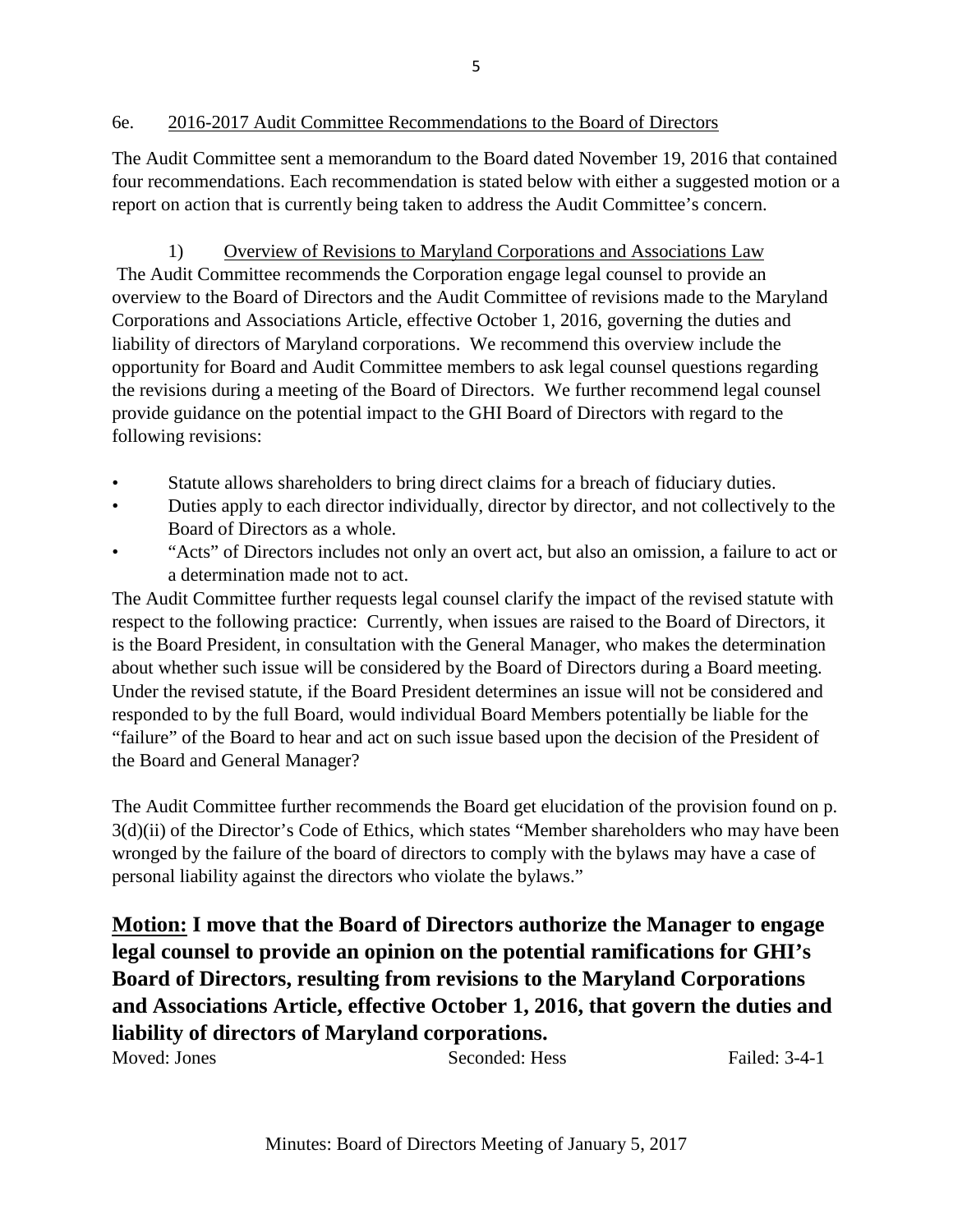6e. <u>2016-2017 Audit Committee Recommendations to the Board of Directors</u>

The Audit Committee sent a memorandum to the Board dated November 19, 2016 that contained four recommendations. Each recommendation is stated below with either a suggested motion or a report on action that is currently being taken to address the Audit Committee's concern.

1) <u>Overview of Revisions to Maryland Corporations and Associations Law</u>

The Audit Committee recommends the Corporation engage legal counsel to provide an overview to the Board of Directors and the Audit Committee of revisions made to the Maryland Corporations and Associations Article, effective October 1, 2016, governing the duties and liability of directors of Maryland corporations. We recommend this overview include the opportunity for Board and Audit Committee members to ask legal counsel questions regarding the revisions during a meeting of the Board of Directors. We further recommend legal counsel provide guidance on the potential impact to the GHI Board of Directors with regard to the following revisions:

- Statute allows shareholders to bring direct claims for a breach of fiduciary duties.
- Duties apply to each director individually, director by director, and not collectively to the Board of Directors as a whole.
- "Acts" of Directors includes not only an overt act, but also an omission, a failure to act or a determination made not to act.

The Audit Committee further requests legal counsel clarify the impact of the revised statute with respect to the following practice: Currently, when issues are raised to the Board of Directors, it is the Board President, in consultation with the General Manager, who makes the determination about whether such issue will be considered by the Board of Directors during a Board meeting. Under the revised statute, if the Board President determines an issue will not be considered and responded to by the full Board, would individual Board Members potentially be liable for the "failure" of the Board to hear and act on such issue based upon the decision of the President of the Board and General Manager?

The Audit Committee further recommends the Board get elucidation of the provision found on p. 3(d)(ii) of the Director's Code of Ethics, which states "Member shareholders who may have been wronged by the failure of the board of directors to comply with the bylaws may have a case of personal liability against the directors who violate the bylaws."

**<u>Motion:</u> I move that the Board of Directors authorize the Manager to engage legal counsel to provide an opinion on the potential ramifications for GHI's Board of Directors, resulting from revisions to the Maryland Corporations and Associations Article, effective October 1, 2016, that govern the duties and liability of directors of Maryland corporations.**

Moved: Jones　　Seconded: Hess　　Failed: 3-4-1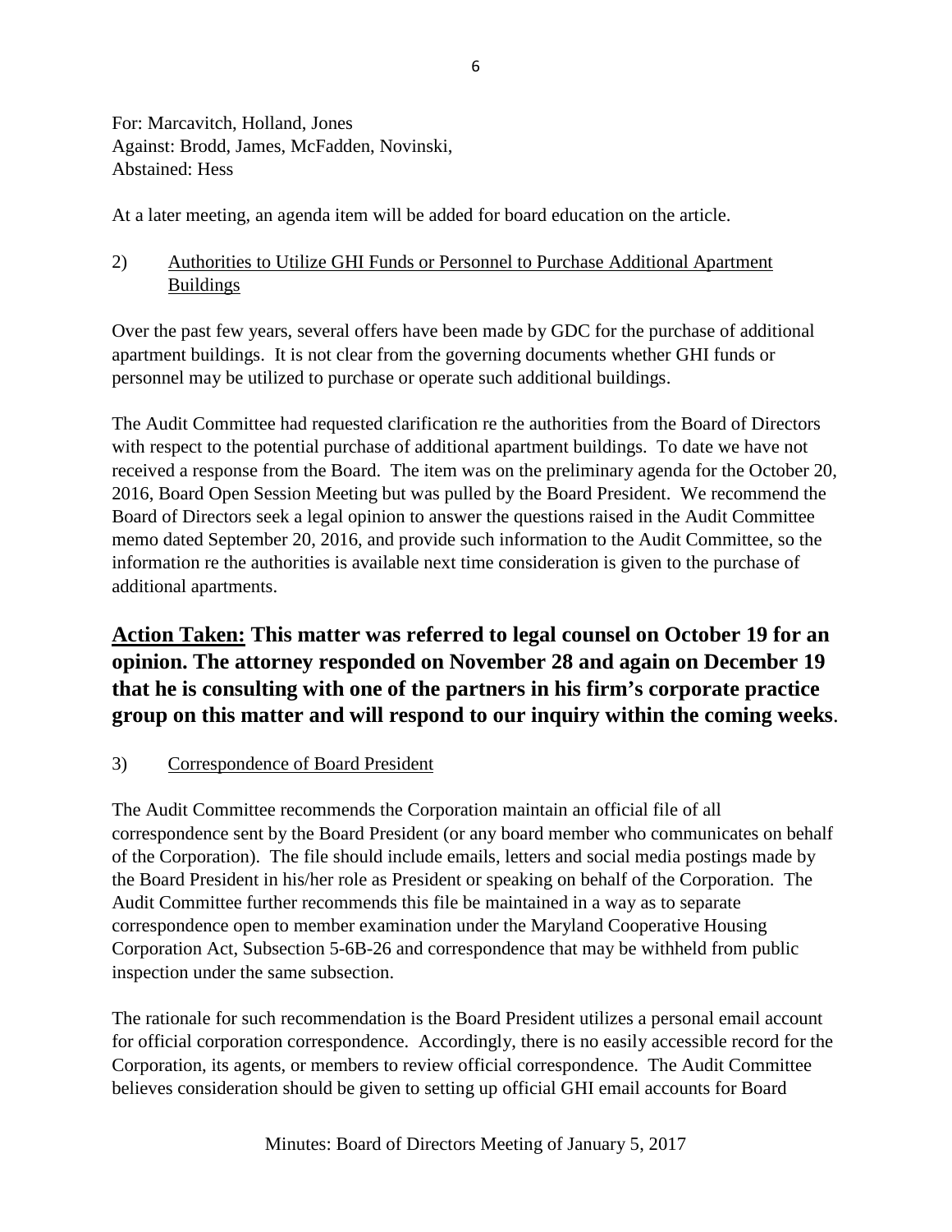For: Marcavitch, Holland, Jones
Against: Brodd, James, McFadden, Novinski,
Abstained: Hess

At a later meeting, an agenda item will be added for board education on the article.

2) Authorities to Utilize GHI Funds or Personnel to Purchase Additional Apartment Buildings

Over the past few years, several offers have been made by GDC for the purchase of additional apartment buildings. It is not clear from the governing documents whether GHI funds or personnel may be utilized to purchase or operate such additional buildings.

The Audit Committee had requested clarification re the authorities from the Board of Directors with respect to the potential purchase of additional apartment buildings. To date we have not received a response from the Board. The item was on the preliminary agenda for the October 20, 2016, Board Open Session Meeting but was pulled by the Board President. We recommend the Board of Directors seek a legal opinion to answer the questions raised in the Audit Committee memo dated September 20, 2016, and provide such information to the Audit Committee, so the information re the authorities is available next time consideration is given to the purchase of additional apartments.

**Action Taken: This matter was referred to legal counsel on October 19 for an opinion. The attorney responded on November 28 and again on December 19 that he is consulting with one of the partners in his firm's corporate practice group on this matter and will respond to our inquiry within the coming weeks.**

3) Correspondence of Board President

The Audit Committee recommends the Corporation maintain an official file of all correspondence sent by the Board President (or any board member who communicates on behalf of the Corporation). The file should include emails, letters and social media postings made by the Board President in his/her role as President or speaking on behalf of the Corporation. The Audit Committee further recommends this file be maintained in a way as to separate correspondence open to member examination under the Maryland Cooperative Housing Corporation Act, Subsection 5-6B-26 and correspondence that may be withheld from public inspection under the same subsection.

The rationale for such recommendation is the Board President utilizes a personal email account for official corporation correspondence. Accordingly, there is no easily accessible record for the Corporation, its agents, or members to review official correspondence. The Audit Committee believes consideration should be given to setting up official GHI email accounts for Board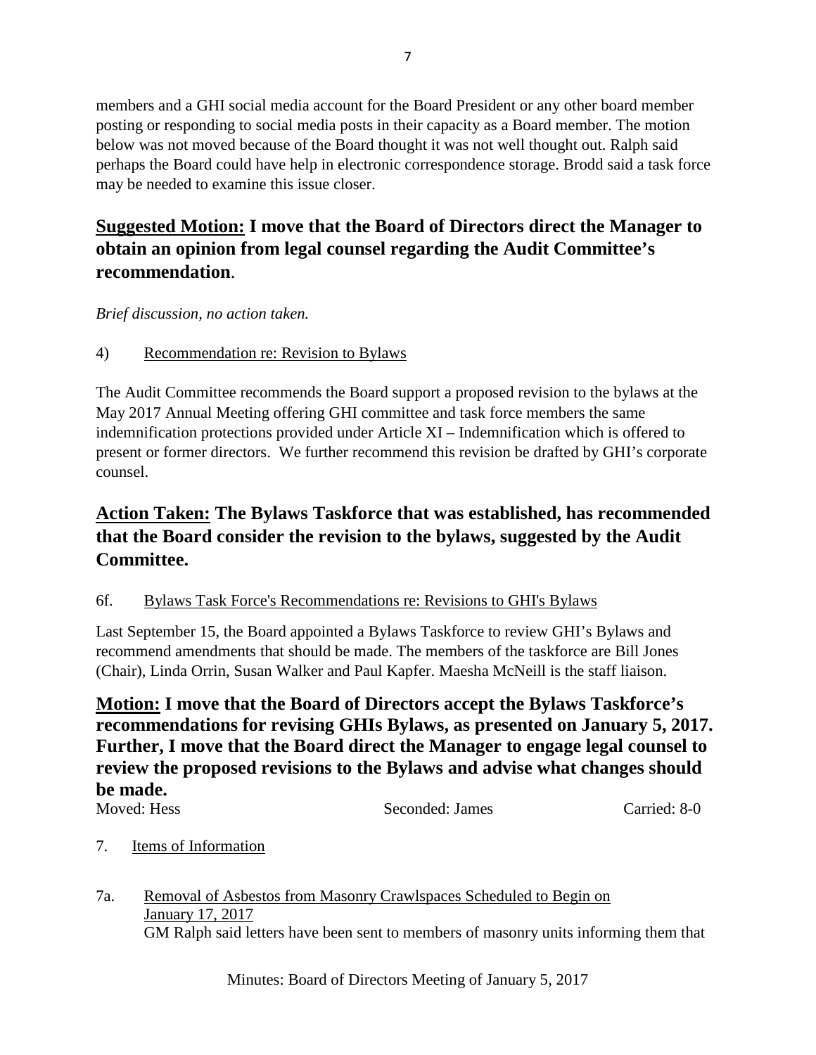members and a GHI social media account for the Board President or any other board member posting or responding to social media posts in their capacity as a Board member. The motion below was not moved because of the Board thought it was not well thought out. Ralph said perhaps the Board could have help in electronic correspondence storage. Brodd said a task force may be needed to examine this issue closer.

**<u>Suggested Motion:</u> I move that the Board of Directors direct the Manager to obtain an opinion from legal counsel regarding the Audit Committee's recommendation**.

*Brief discussion, no action taken.*

4) <u>Recommendation re: Revision to Bylaws</u>

The Audit Committee recommends the Board support a proposed revision to the bylaws at the May 2017 Annual Meeting offering GHI committee and task force members the same indemnification protections provided under Article XI – Indemnification which is offered to present or former directors. We further recommend this revision be drafted by GHI's corporate counsel.

**<u>Action Taken:</u> The Bylaws Taskforce that was established, has recommended that the Board consider the revision to the bylaws, suggested by the Audit Committee.**

6f. <u>Bylaws Task Force's Recommendations re: Revisions to GHI's Bylaws</u>

Last September 15, the Board appointed a Bylaws Taskforce to review GHI's Bylaws and recommend amendments that should be made. The members of the taskforce are Bill Jones (Chair), Linda Orrin, Susan Walker and Paul Kapfer. Maesha McNeill is the staff liaison.

**<u>Motion:</u> I move that the Board of Directors accept the Bylaws Taskforce's recommendations for revising GHIs Bylaws, as presented on January 5, 2017. Further, I move that the Board direct the Manager to engage legal counsel to review the proposed revisions to the Bylaws and advise what changes should be made.**

Moved: Hess    Seconded: James    Carried: 8-0

7. <u>Items of Information</u>

7a. <u>Removal of Asbestos from Masonry Crawlspaces Scheduled to Begin on January 17, 2017</u>

GM Ralph said letters have been sent to members of masonry units informing them that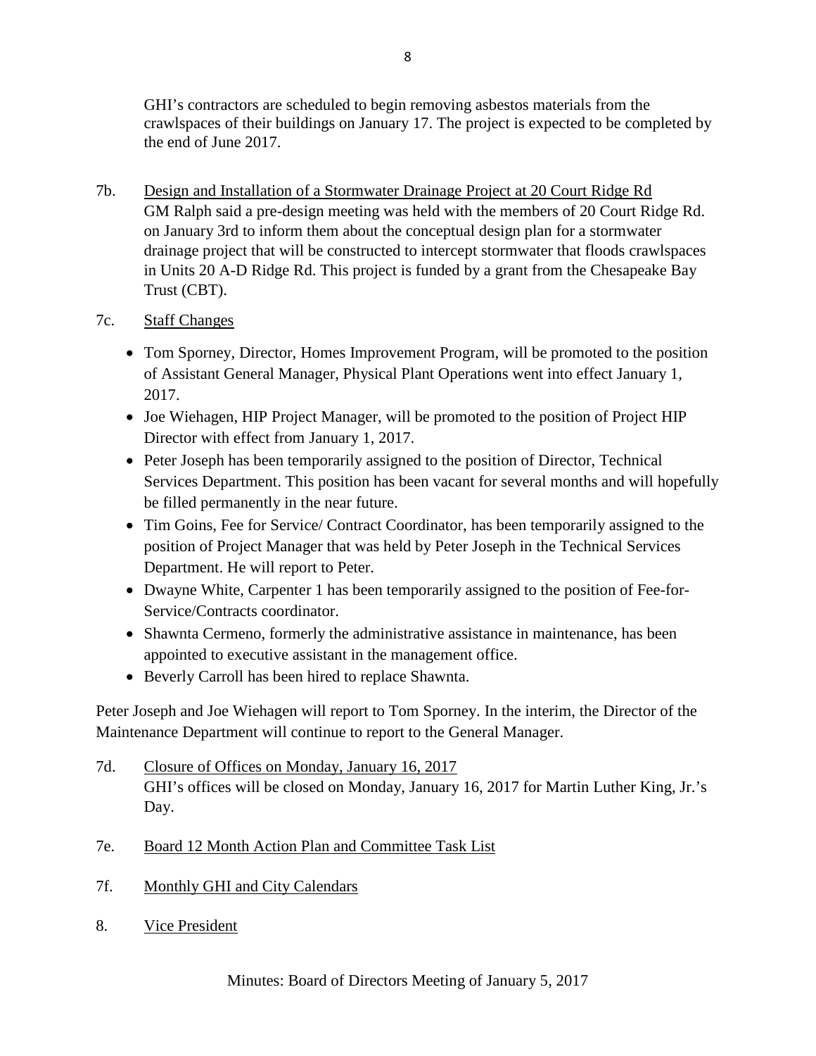GHI's contractors are scheduled to begin removing asbestos materials from the crawlspaces of their buildings on January 17. The project is expected to be completed by the end of June 2017.

7b. Design and Installation of a Stormwater Drainage Project at 20 Court Ridge Rd

GM Ralph said a pre-design meeting was held with the members of 20 Court Ridge Rd. on January 3rd to inform them about the conceptual design plan for a stormwater drainage project that will be constructed to intercept stormwater that floods crawlspaces in Units 20 A-D Ridge Rd. This project is funded by a grant from the Chesapeake Bay Trust (CBT).

7c. Staff Changes

- Tom Sporney, Director, Homes Improvement Program, will be promoted to the position of Assistant General Manager, Physical Plant Operations went into effect January 1, 2017.
- Joe Wiehagen, HIP Project Manager, will be promoted to the position of Project HIP Director with effect from January 1, 2017.
- Peter Joseph has been temporarily assigned to the position of Director, Technical Services Department. This position has been vacant for several months and will hopefully be filled permanently in the near future.
- Tim Goins, Fee for Service/ Contract Coordinator, has been temporarily assigned to the position of Project Manager that was held by Peter Joseph in the Technical Services Department. He will report to Peter.
- Dwayne White, Carpenter 1 has been temporarily assigned to the position of Fee-for-Service/Contracts coordinator.
- Shawnta Cermeno, formerly the administrative assistance in maintenance, has been appointed to executive assistant in the management office.
- Beverly Carroll has been hired to replace Shawnta.

Peter Joseph and Joe Wiehagen will report to Tom Sporney. In the interim, the Director of the Maintenance Department will continue to report to the General Manager.

7d. Closure of Offices on Monday, January 16, 2017

GHI's offices will be closed on Monday, January 16, 2017 for Martin Luther King, Jr.'s Day.

7e. Board 12 Month Action Plan and Committee Task List

7f. Monthly GHI and City Calendars

8. Vice President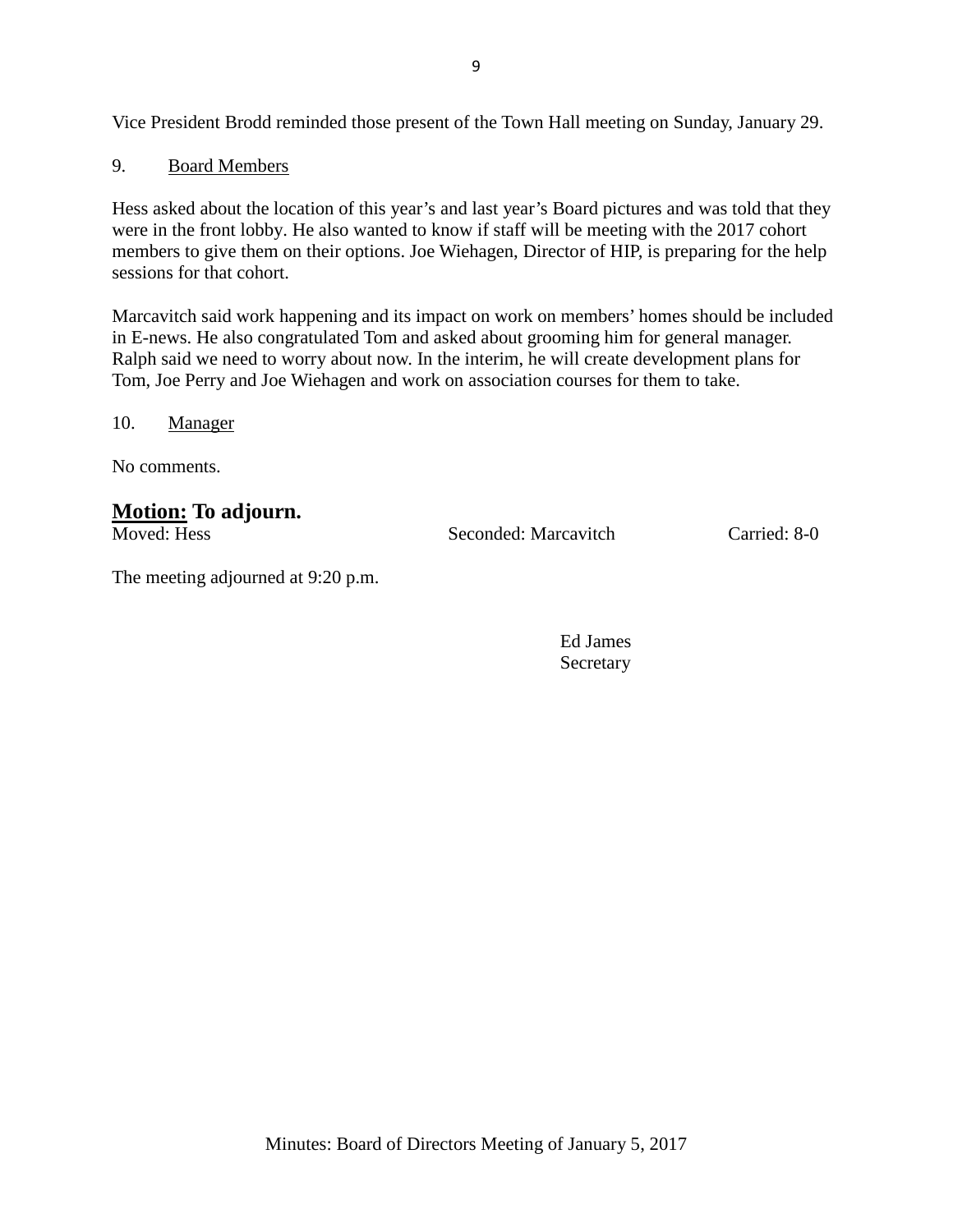Vice President Brodd reminded those present of the Town Hall meeting on Sunday, January 29.

9. Board Members

Hess asked about the location of this year's and last year's Board pictures and was told that they were in the front lobby. He also wanted to know if staff will be meeting with the 2017 cohort members to give them on their options. Joe Wiehagen, Director of HIP, is preparing for the help sessions for that cohort.

Marcavitch said work happening and its impact on work on members' homes should be included in E-news. He also congratulated Tom and asked about grooming him for general manager. Ralph said we need to worry about now. In the interim, he will create development plans for Tom, Joe Perry and Joe Wiehagen and work on association courses for them to take.

10. Manager

No comments.

**Motion: To adjourn.**

Moved: Hess Seconded: Marcavitch Carried: 8-0

The meeting adjourned at 9:20 p.m.

Ed James
Secretary